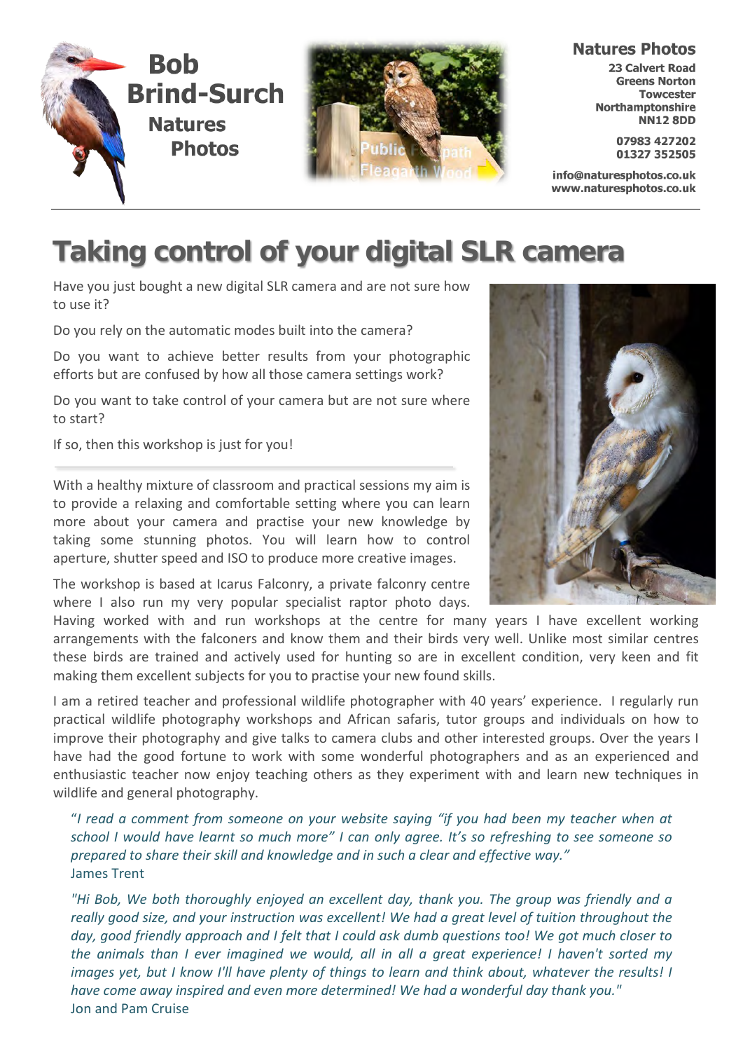**Bob Brind-Surch**
**Natures Photos**

**Natures Photos**
23 Calvert Road
Greens Norton
Towcester
Northamptonshire
NN12 8DD

07983 427202
01327 352505

info@naturesphotos.co.uk
www.naturesphotos.co.uk

# Taking control of your digital SLR camera

Have you just bought a new digital SLR camera and are not sure how to use it?

Do you rely on the automatic modes built into the camera?

Do you want to achieve better results from your photographic efforts but are confused by how all those camera settings work?

Do you want to take control of your camera but are not sure where to start?

If so, then this workshop is just for you!

---

With a healthy mixture of classroom and practical sessions my aim is to provide a relaxing and comfortable setting where you can learn more about your camera and practise your new knowledge by taking some stunning photos. You will learn how to control aperture, shutter speed and ISO to produce more creative images.

The workshop is based at Icarus Falconry, a private falconry centre where I also run my very popular specialist raptor photo days. Having worked with and run workshops at the centre for many years I have excellent working arrangements with the falconers and know them and their birds very well. Unlike most similar centres these birds are trained and actively used for hunting so are in excellent condition, very keen and fit making them excellent subjects for you to practise your new found skills.

I am a retired teacher and professional wildlife photographer with 40 years' experience. I regularly run practical wildlife photography workshops and African safaris, tutor groups and individuals on how to improve their photography and give talks to camera clubs and other interested groups. Over the years I have had the good fortune to work with some wonderful photographers and as an experienced and enthusiastic teacher now enjoy teaching others as they experiment with and learn new techniques in wildlife and general photography.

> "*I read a comment from someone on your website saying "if you had been my teacher when at school I would have learnt so much more" I can only agree. It's so refreshing to see someone so prepared to share their skill and knowledge and in such a clear and effective way."*
> James Trent

> *"Hi Bob, We both thoroughly enjoyed an excellent day, thank you. The group was friendly and a really good size, and your instruction was excellent! We had a great level of tuition throughout the day, good friendly approach and I felt that I could ask dumb questions too! We got much closer to the animals than I ever imagined we would, all in all a great experience! I haven't sorted my images yet, but I know I'll have plenty of things to learn and think about, whatever the results! I have come away inspired and even more determined! We had a wonderful day thank you."*
> Jon and Pam Cruise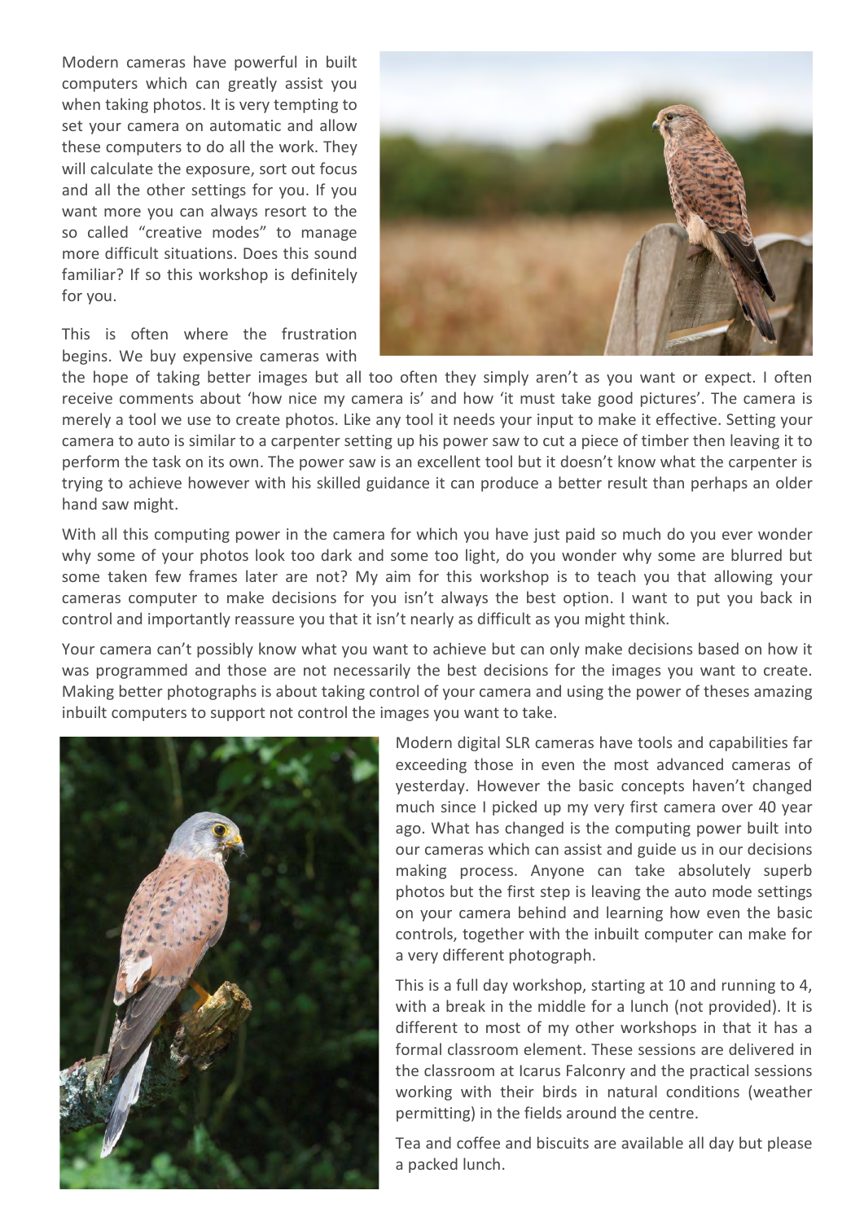Modern cameras have powerful in built computers which can greatly assist you when taking photos. It is very tempting to set your camera on automatic and allow these computers to do all the work. They will calculate the exposure, sort out focus and all the other settings for you. If you want more you can always resort to the so called "creative modes" to manage more difficult situations. Does this sound familiar? If so this workshop is definitely for you.

This is often where the frustration begins. We buy expensive cameras with the hope of taking better images but all too often they simply aren't as you want or expect. I often receive comments about 'how nice my camera is' and how 'it must take good pictures'. The camera is merely a tool we use to create photos. Like any tool it needs your input to make it effective. Setting your camera to auto is similar to a carpenter setting up his power saw to cut a piece of timber then leaving it to perform the task on its own. The power saw is an excellent tool but it doesn't know what the carpenter is trying to achieve however with his skilled guidance it can produce a better result than perhaps an older hand saw might.

With all this computing power in the camera for which you have just paid so much do you ever wonder why some of your photos look too dark and some too light, do you wonder why some are blurred but some taken few frames later are not? My aim for this workshop is to teach you that allowing your cameras computer to make decisions for you isn't always the best option. I want to put you back in control and importantly reassure you that it isn't nearly as difficult as you might think.

Your camera can't possibly know what you want to achieve but can only make decisions based on how it was programmed and those are not necessarily the best decisions for the images you want to create. Making better photographs is about taking control of your camera and using the power of theses amazing inbuilt computers to support not control the images you want to take.

Modern digital SLR cameras have tools and capabilities far exceeding those in even the most advanced cameras of yesterday. However the basic concepts haven't changed much since I picked up my very first camera over 40 year ago. What has changed is the computing power built into our cameras which can assist and guide us in our decisions making process. Anyone can take absolutely superb photos but the first step is leaving the auto mode settings on your camera behind and learning how even the basic controls, together with the inbuilt computer can make for a very different photograph.

This is a full day workshop, starting at 10 and running to 4, with a break in the middle for a lunch (not provided). It is different to most of my other workshops in that it has a formal classroom element. These sessions are delivered in the classroom at Icarus Falconry and the practical sessions working with their birds in natural conditions (weather permitting) in the fields around the centre.

Tea and coffee and biscuits are available all day but please a packed lunch.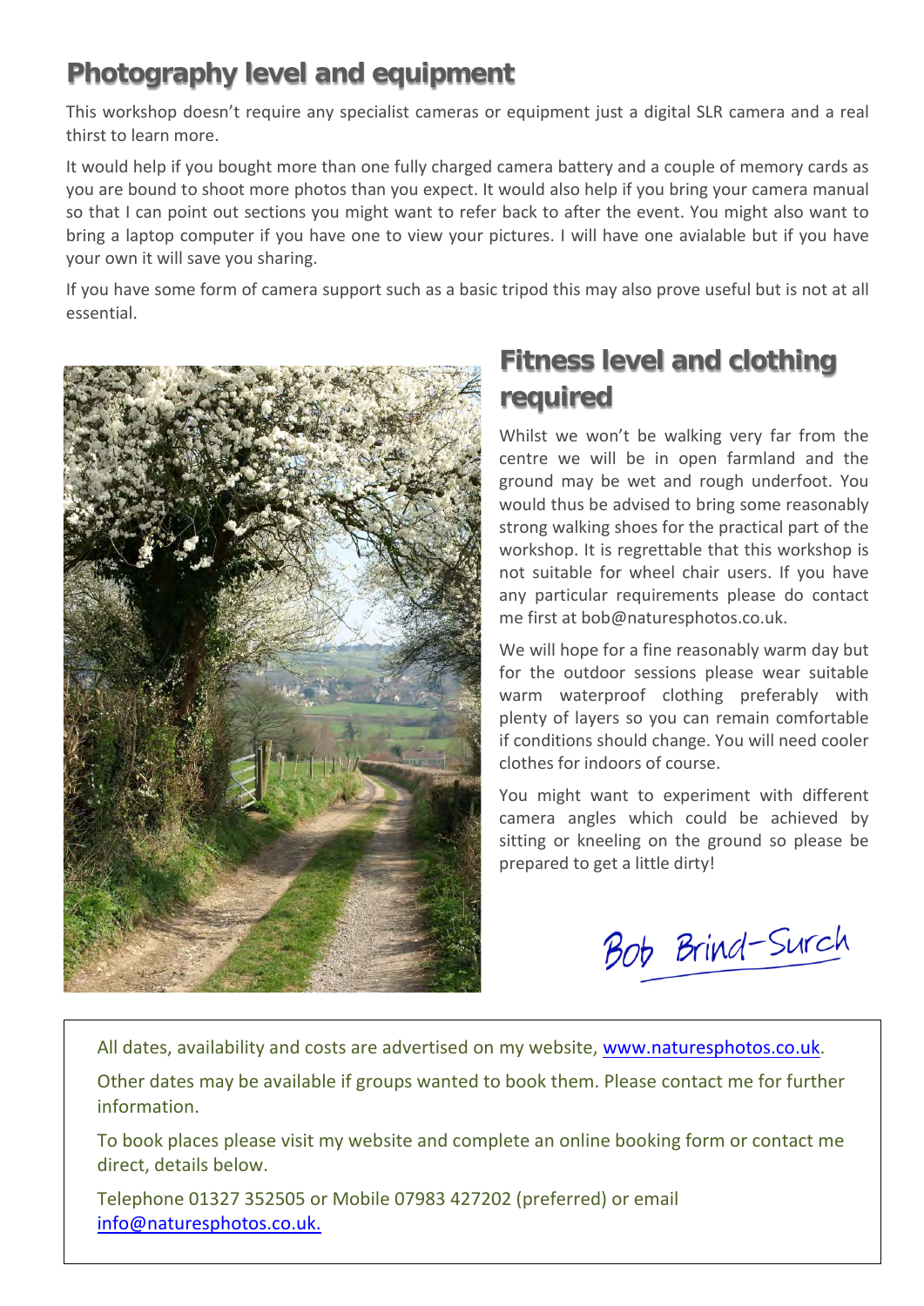## Photography level and equipment

This workshop doesn't require any specialist cameras or equipment just a digital SLR camera and a real thirst to learn more.

It would help if you bought more than one fully charged camera battery and a couple of memory cards as you are bound to shoot more photos than you expect. It would also help if you bring your camera manual so that I can point out sections you might want to refer back to after the event. You might also want to bring a laptop computer if you have one to view your pictures. I will have one avialable but if you have your own it will save you sharing.

If you have some form of camera support such as a basic tripod this may also prove useful but is not at all essential.

## Fitness level and clothing required

Whilst we won't be walking very far from the centre we will be in open farmland and the ground may be wet and rough underfoot. You would thus be advised to bring some reasonably strong walking shoes for the practical part of the workshop. It is regrettable that this workshop is not suitable for wheel chair users. If you have any particular requirements please do contact me first at bob@naturesphotos.co.uk.

We will hope for a fine reasonably warm day but for the outdoor sessions please wear suitable warm waterproof clothing preferably with plenty of layers so you can remain comfortable if conditions should change. You will need cooler clothes for indoors of course.

You might want to experiment with different camera angles which could be achieved by sitting or kneeling on the ground so please be prepared to get a little dirty!

Bob Brind-Surch

All dates, availability and costs are advertised on my website, www.naturesphotos.co.uk.

Other dates may be available if groups wanted to book them. Please contact me for further information.

To book places please visit my website and complete an online booking form or contact me direct, details below.

Telephone 01327 352505 or Mobile 07983 427202 (preferred) or email info@naturesphotos.co.uk.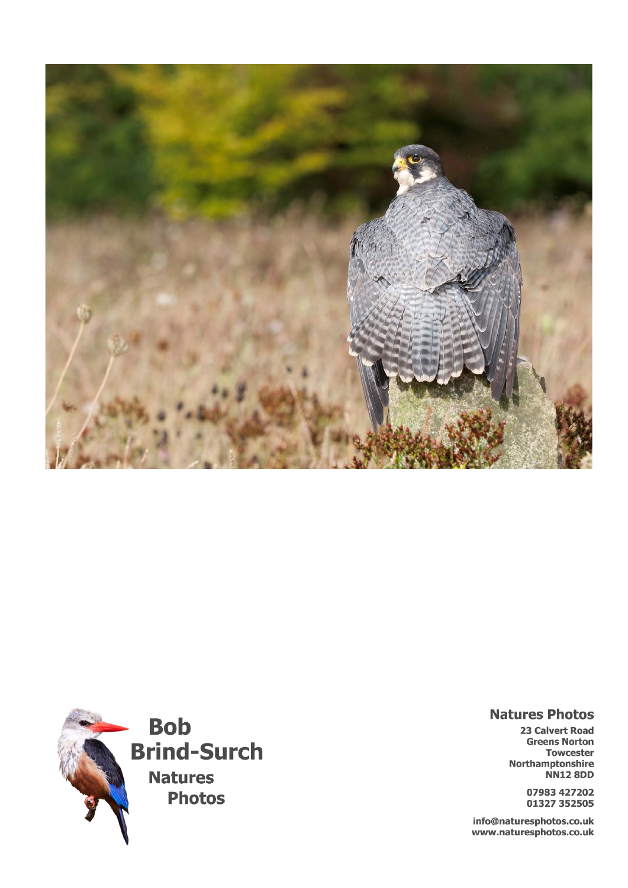**Bob Brind-Surch**
**Natures Photos**

## Natures Photos

**23 Calvert Road**
**Greens Norton**
**Towcester**
**Northamptonshire**
**NN12 8DD**

**07983 427202**
**01327 352505**

**info@naturesphotos.co.uk**
**www.naturesphotos.co.uk**